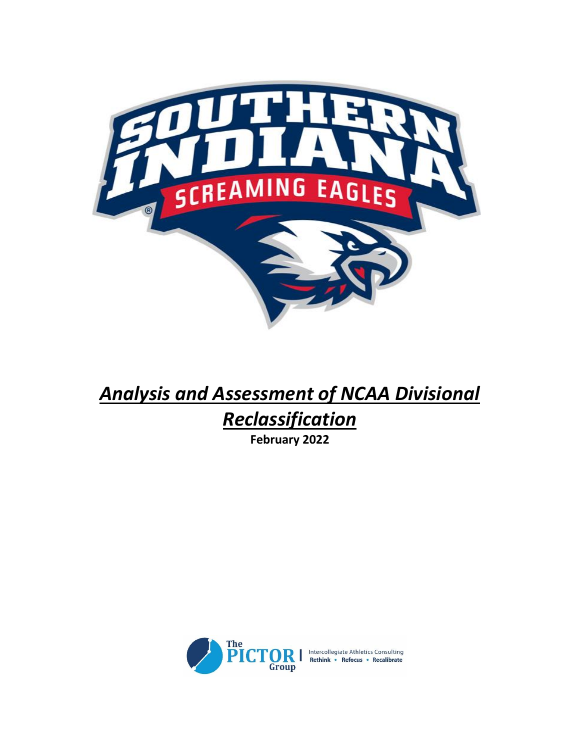# *Analysis and Assessment of NCAA Divisional Reclassification*

**February 2022**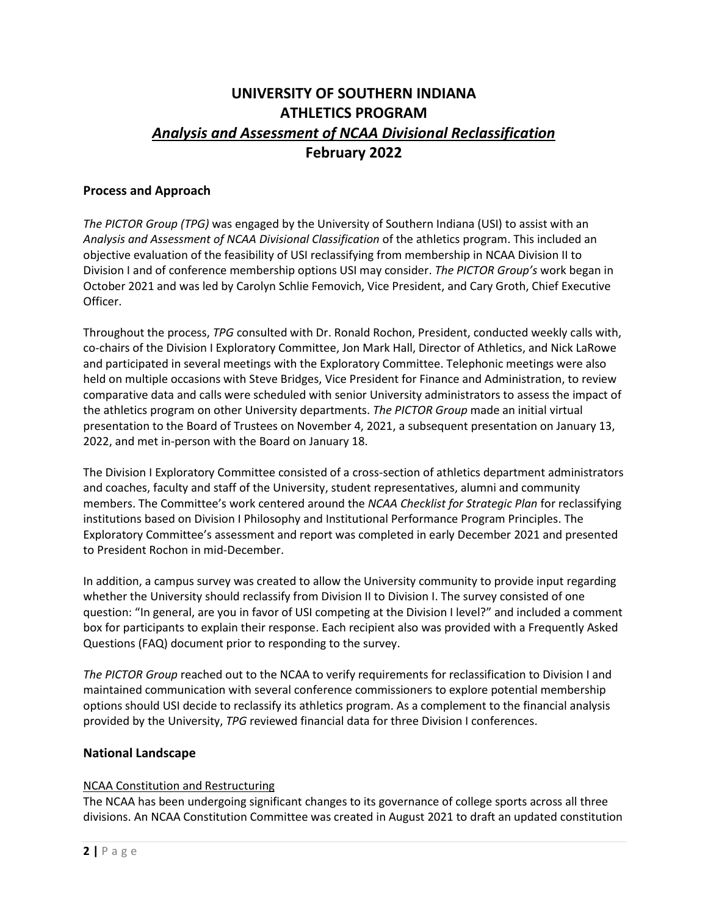# UNIVERSITY OF SOUTHERN INDIANA
# ATHLETICS PROGRAM
# *Analysis and Assessment of NCAA Divisional Reclassification*
# February 2022

## Process and Approach

*The PICTOR Group (TPG)* was engaged by the University of Southern Indiana (USI) to assist with an *Analysis and Assessment of NCAA Divisional Classification* of the athletics program. This included an objective evaluation of the feasibility of USI reclassifying from membership in NCAA Division II to Division I and of conference membership options USI may consider. *The PICTOR Group's* work began in October 2021 and was led by Carolyn Schlie Femovich, Vice President, and Cary Groth, Chief Executive Officer.

Throughout the process, *TPG* consulted with Dr. Ronald Rochon, President, conducted weekly calls with, co-chairs of the Division I Exploratory Committee, Jon Mark Hall, Director of Athletics, and Nick LaRowe and participated in several meetings with the Exploratory Committee. Telephonic meetings were also held on multiple occasions with Steve Bridges, Vice President for Finance and Administration, to review comparative data and calls were scheduled with senior University administrators to assess the impact of the athletics program on other University departments. *The PICTOR Group* made an initial virtual presentation to the Board of Trustees on November 4, 2021, a subsequent presentation on January 13, 2022, and met in-person with the Board on January 18.

The Division I Exploratory Committee consisted of a cross-section of athletics department administrators and coaches, faculty and staff of the University, student representatives, alumni and community members. The Committee's work centered around the *NCAA Checklist for Strategic Plan* for reclassifying institutions based on Division I Philosophy and Institutional Performance Program Principles. The Exploratory Committee's assessment and report was completed in early December 2021 and presented to President Rochon in mid-December.

In addition, a campus survey was created to allow the University community to provide input regarding whether the University should reclassify from Division II to Division I. The survey consisted of one question: "In general, are you in favor of USI competing at the Division I level?" and included a comment box for participants to explain their response. Each recipient also was provided with a Frequently Asked Questions (FAQ) document prior to responding to the survey.

*The PICTOR Group* reached out to the NCAA to verify requirements for reclassification to Division I and maintained communication with several conference commissioners to explore potential membership options should USI decide to reclassify its athletics program. As a complement to the financial analysis provided by the University, *TPG* reviewed financial data for three Division I conferences.

## National Landscape

<u>NCAA Constitution and Restructuring</u>

The NCAA has been undergoing significant changes to its governance of college sports across all three divisions. An NCAA Constitution Committee was created in August 2021 to draft an updated constitution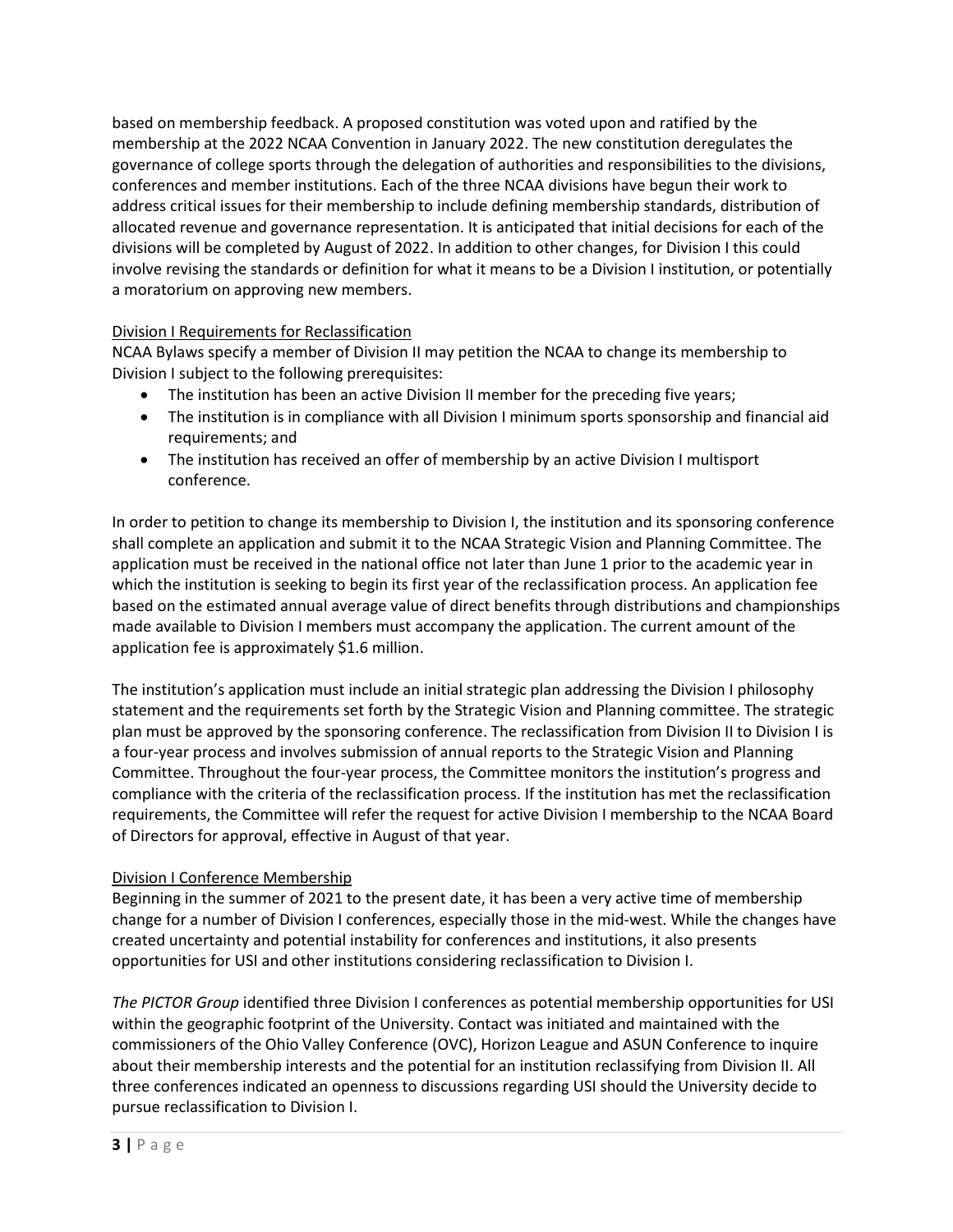based on membership feedback. A proposed constitution was voted upon and ratified by the membership at the 2022 NCAA Convention in January 2022. The new constitution deregulates the governance of college sports through the delegation of authorities and responsibilities to the divisions, conferences and member institutions. Each of the three NCAA divisions have begun their work to address critical issues for their membership to include defining membership standards, distribution of allocated revenue and governance representation. It is anticipated that initial decisions for each of the divisions will be completed by August of 2022. In addition to other changes, for Division I this could involve revising the standards or definition for what it means to be a Division I institution, or potentially a moratorium on approving new members.

<u>Division I Requirements for Reclassification</u>

NCAA Bylaws specify a member of Division II may petition the NCAA to change its membership to Division I subject to the following prerequisites:

- The institution has been an active Division II member for the preceding five years;
- The institution is in compliance with all Division I minimum sports sponsorship and financial aid requirements; and
- The institution has received an offer of membership by an active Division I multisport conference.

In order to petition to change its membership to Division I, the institution and its sponsoring conference shall complete an application and submit it to the NCAA Strategic Vision and Planning Committee. The application must be received in the national office not later than June 1 prior to the academic year in which the institution is seeking to begin its first year of the reclassification process. An application fee based on the estimated annual average value of direct benefits through distributions and championships made available to Division I members must accompany the application. The current amount of the application fee is approximately $1.6 million.

The institution's application must include an initial strategic plan addressing the Division I philosophy statement and the requirements set forth by the Strategic Vision and Planning committee. The strategic plan must be approved by the sponsoring conference. The reclassification from Division II to Division I is a four-year process and involves submission of annual reports to the Strategic Vision and Planning Committee. Throughout the four-year process, the Committee monitors the institution's progress and compliance with the criteria of the reclassification process. If the institution has met the reclassification requirements, the Committee will refer the request for active Division I membership to the NCAA Board of Directors for approval, effective in August of that year.

<u>Division I Conference Membership</u>

Beginning in the summer of 2021 to the present date, it has been a very active time of membership change for a number of Division I conferences, especially those in the mid-west. While the changes have created uncertainty and potential instability for conferences and institutions, it also presents opportunities for USI and other institutions considering reclassification to Division I.

*The PICTOR Group* identified three Division I conferences as potential membership opportunities for USI within the geographic footprint of the University. Contact was initiated and maintained with the commissioners of the Ohio Valley Conference (OVC), Horizon League and ASUN Conference to inquire about their membership interests and the potential for an institution reclassifying from Division II. All three conferences indicated an openness to discussions regarding USI should the University decide to pursue reclassification to Division I.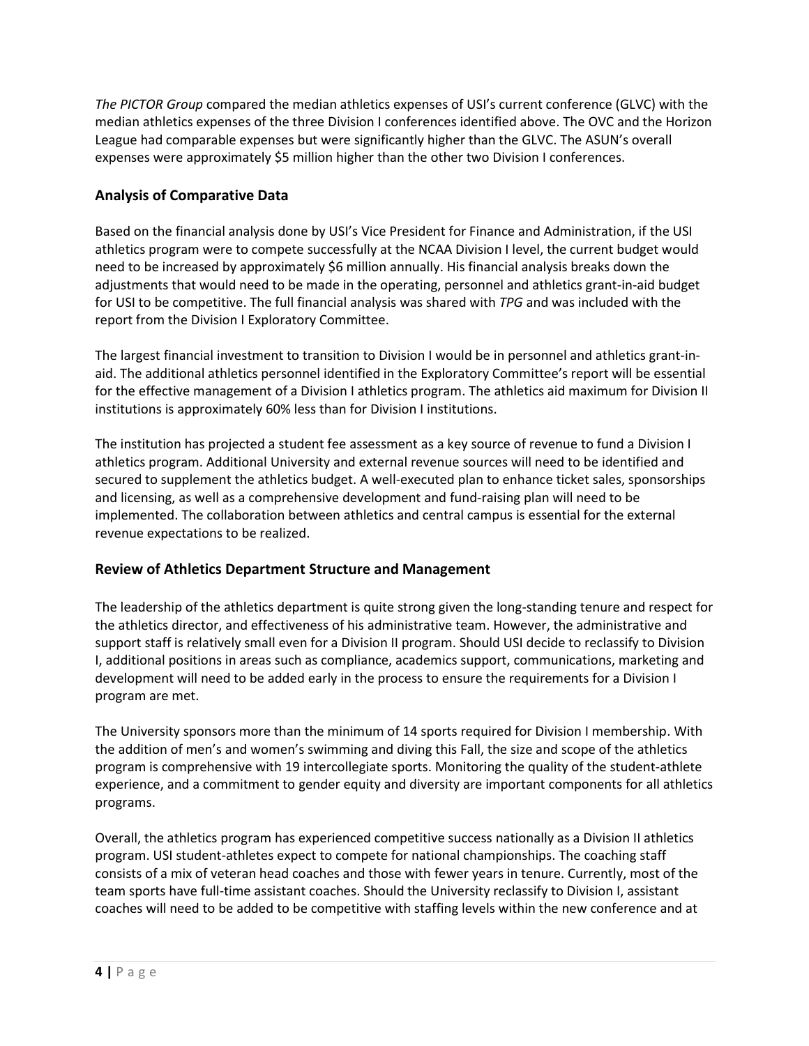*The PICTOR Group* compared the median athletics expenses of USI's current conference (GLVC) with the median athletics expenses of the three Division I conferences identified above. The OVC and the Horizon League had comparable expenses but were significantly higher than the GLVC. The ASUN's overall expenses were approximately $5 million higher than the other two Division I conferences.

## Analysis of Comparative Data

Based on the financial analysis done by USI's Vice President for Finance and Administration, if the USI athletics program were to compete successfully at the NCAA Division I level, the current budget would need to be increased by approximately $6 million annually. His financial analysis breaks down the adjustments that would need to be made in the operating, personnel and athletics grant-in-aid budget for USI to be competitive. The full financial analysis was shared with *TPG* and was included with the report from the Division I Exploratory Committee.

The largest financial investment to transition to Division I would be in personnel and athletics grant-in-aid. The additional athletics personnel identified in the Exploratory Committee's report will be essential for the effective management of a Division I athletics program. The athletics aid maximum for Division II institutions is approximately 60% less than for Division I institutions.

The institution has projected a student fee assessment as a key source of revenue to fund a Division I athletics program. Additional University and external revenue sources will need to be identified and secured to supplement the athletics budget. A well-executed plan to enhance ticket sales, sponsorships and licensing, as well as a comprehensive development and fund-raising plan will need to be implemented. The collaboration between athletics and central campus is essential for the external revenue expectations to be realized.

## Review of Athletics Department Structure and Management

The leadership of the athletics department is quite strong given the long-standing tenure and respect for the athletics director, and effectiveness of his administrative team. However, the administrative and support staff is relatively small even for a Division II program. Should USI decide to reclassify to Division I, additional positions in areas such as compliance, academics support, communications, marketing and development will need to be added early in the process to ensure the requirements for a Division I program are met.

The University sponsors more than the minimum of 14 sports required for Division I membership. With the addition of men's and women's swimming and diving this Fall, the size and scope of the athletics program is comprehensive with 19 intercollegiate sports. Monitoring the quality of the student-athlete experience, and a commitment to gender equity and diversity are important components for all athletics programs.

Overall, the athletics program has experienced competitive success nationally as a Division II athletics program. USI student-athletes expect to compete for national championships. The coaching staff consists of a mix of veteran head coaches and those with fewer years in tenure. Currently, most of the team sports have full-time assistant coaches. Should the University reclassify to Division I, assistant coaches will need to be added to be competitive with staffing levels within the new conference and at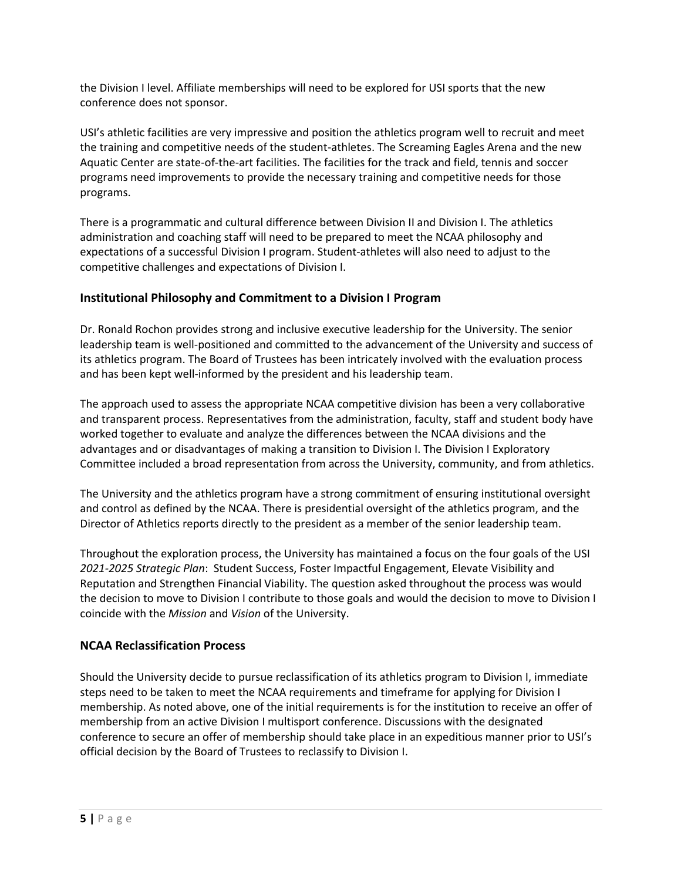the Division I level. Affiliate memberships will need to be explored for USI sports that the new conference does not sponsor.

USI's athletic facilities are very impressive and position the athletics program well to recruit and meet the training and competitive needs of the student-athletes. The Screaming Eagles Arena and the new Aquatic Center are state-of-the-art facilities. The facilities for the track and field, tennis and soccer programs need improvements to provide the necessary training and competitive needs for those programs.

There is a programmatic and cultural difference between Division II and Division I. The athletics administration and coaching staff will need to be prepared to meet the NCAA philosophy and expectations of a successful Division I program. Student-athletes will also need to adjust to the competitive challenges and expectations of Division I.

## Institutional Philosophy and Commitment to a Division I Program

Dr. Ronald Rochon provides strong and inclusive executive leadership for the University. The senior leadership team is well-positioned and committed to the advancement of the University and success of its athletics program. The Board of Trustees has been intricately involved with the evaluation process and has been kept well-informed by the president and his leadership team.

The approach used to assess the appropriate NCAA competitive division has been a very collaborative and transparent process. Representatives from the administration, faculty, staff and student body have worked together to evaluate and analyze the differences between the NCAA divisions and the advantages and or disadvantages of making a transition to Division I. The Division I Exploratory Committee included a broad representation from across the University, community, and from athletics.

The University and the athletics program have a strong commitment of ensuring institutional oversight and control as defined by the NCAA. There is presidential oversight of the athletics program, and the Director of Athletics reports directly to the president as a member of the senior leadership team.

Throughout the exploration process, the University has maintained a focus on the four goals of the USI *2021-2025 Strategic Plan*: Student Success, Foster Impactful Engagement, Elevate Visibility and Reputation and Strengthen Financial Viability. The question asked throughout the process was would the decision to move to Division I contribute to those goals and would the decision to move to Division I coincide with the *Mission* and *Vision* of the University.

## NCAA Reclassification Process

Should the University decide to pursue reclassification of its athletics program to Division I, immediate steps need to be taken to meet the NCAA requirements and timeframe for applying for Division I membership. As noted above, one of the initial requirements is for the institution to receive an offer of membership from an active Division I multisport conference. Discussions with the designated conference to secure an offer of membership should take place in an expeditious manner prior to USI's official decision by the Board of Trustees to reclassify to Division I.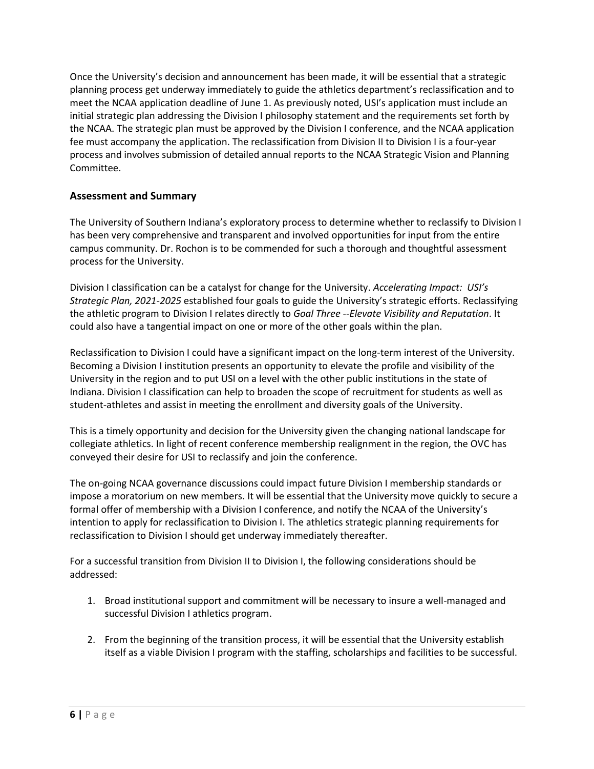Once the University's decision and announcement has been made, it will be essential that a strategic planning process get underway immediately to guide the athletics department's reclassification and to meet the NCAA application deadline of June 1. As previously noted, USI's application must include an initial strategic plan addressing the Division I philosophy statement and the requirements set forth by the NCAA. The strategic plan must be approved by the Division I conference, and the NCAA application fee must accompany the application. The reclassification from Division II to Division I is a four-year process and involves submission of detailed annual reports to the NCAA Strategic Vision and Planning Committee.

## Assessment and Summary

The University of Southern Indiana's exploratory process to determine whether to reclassify to Division I has been very comprehensive and transparent and involved opportunities for input from the entire campus community. Dr. Rochon is to be commended for such a thorough and thoughtful assessment process for the University.

Division I classification can be a catalyst for change for the University. *Accelerating Impact: USI's Strategic Plan, 2021-2025* established four goals to guide the University's strategic efforts. Reclassifying the athletic program to Division I relates directly to *Goal Three --Elevate Visibility and Reputation*. It could also have a tangential impact on one or more of the other goals within the plan.

Reclassification to Division I could have a significant impact on the long-term interest of the University. Becoming a Division I institution presents an opportunity to elevate the profile and visibility of the University in the region and to put USI on a level with the other public institutions in the state of Indiana. Division I classification can help to broaden the scope of recruitment for students as well as student-athletes and assist in meeting the enrollment and diversity goals of the University.

This is a timely opportunity and decision for the University given the changing national landscape for collegiate athletics. In light of recent conference membership realignment in the region, the OVC has conveyed their desire for USI to reclassify and join the conference.

The on-going NCAA governance discussions could impact future Division I membership standards or impose a moratorium on new members. It will be essential that the University move quickly to secure a formal offer of membership with a Division I conference, and notify the NCAA of the University's intention to apply for reclassification to Division I. The athletics strategic planning requirements for reclassification to Division I should get underway immediately thereafter.

For a successful transition from Division II to Division I, the following considerations should be addressed:

1. Broad institutional support and commitment will be necessary to insure a well-managed and successful Division I athletics program.

2. From the beginning of the transition process, it will be essential that the University establish itself as a viable Division I program with the staffing, scholarships and facilities to be successful.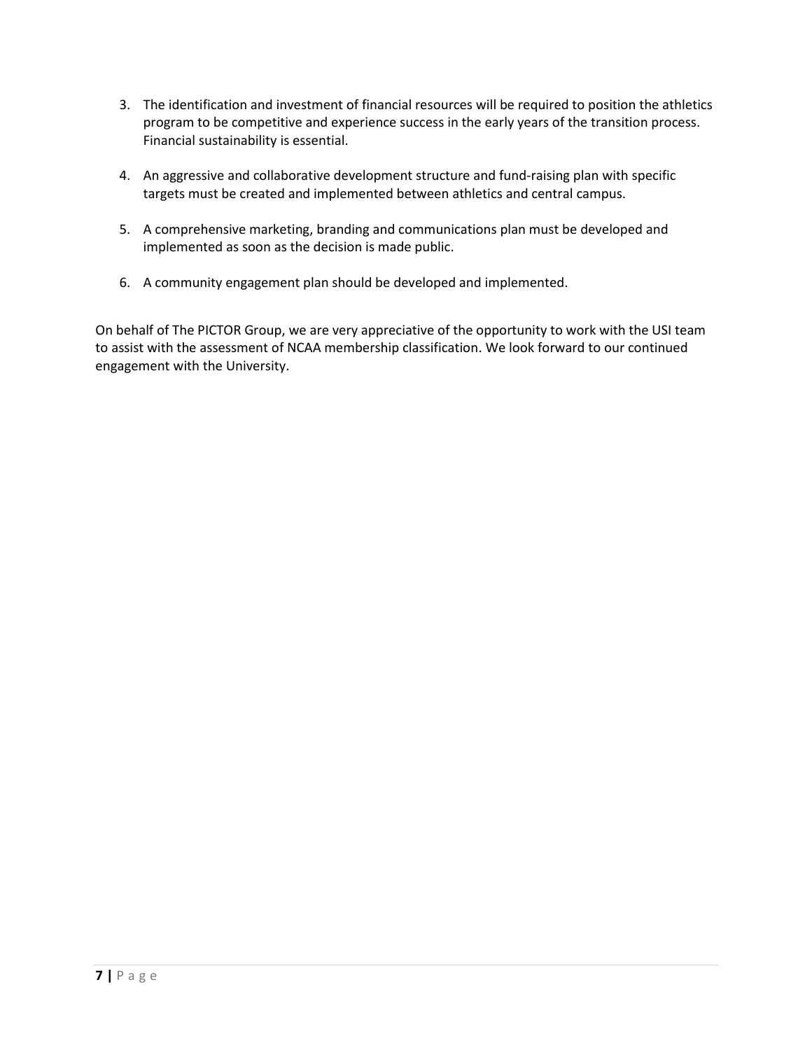3. The identification and investment of financial resources will be required to position the athletics program to be competitive and experience success in the early years of the transition process. Financial sustainability is essential.

4. An aggressive and collaborative development structure and fund-raising plan with specific targets must be created and implemented between athletics and central campus.

5. A comprehensive marketing, branding and communications plan must be developed and implemented as soon as the decision is made public.

6. A community engagement plan should be developed and implemented.

On behalf of The PICTOR Group, we are very appreciative of the opportunity to work with the USI team to assist with the assessment of NCAA membership classification. We look forward to our continued engagement with the University.